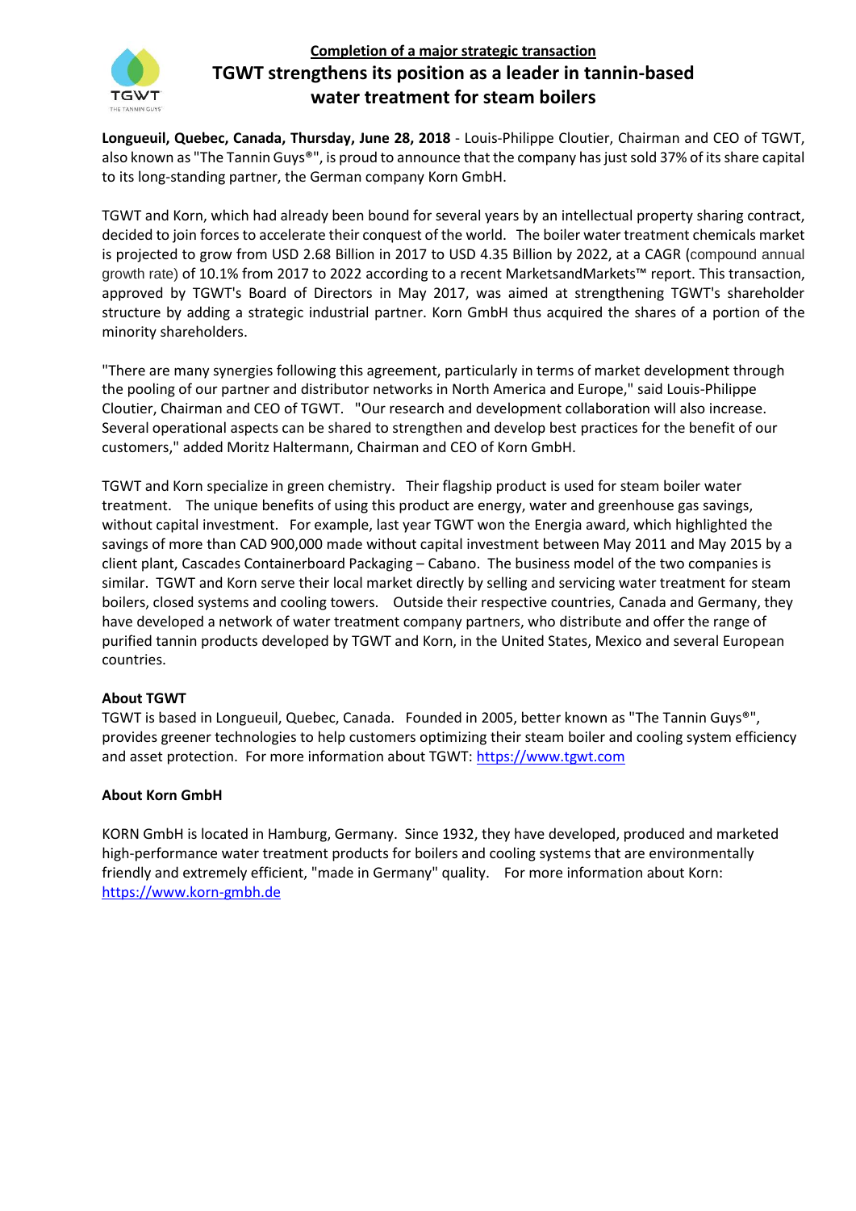**Completion of a major strategic transaction**

# TGWT strengthens its position as a leader in tannin-based water treatment for steam boilers

**Longueuil, Quebec, Canada, Thursday, June 28, 2018** - Louis-Philippe Cloutier, Chairman and CEO of TGWT, also known as "The Tannin Guys®", is proud to announce that the company has just sold 37% of its share capital to its long-standing partner, the German company Korn GmbH.

TGWT and Korn, which had already been bound for several years by an intellectual property sharing contract, decided to join forces to accelerate their conquest of the world. The boiler water treatment chemicals market is projected to grow from USD 2.68 Billion in 2017 to USD 4.35 Billion by 2022, at a CAGR (compound annual growth rate) of 10.1% from 2017 to 2022 according to a recent MarketsandMarkets™ report. This transaction, approved by TGWT's Board of Directors in May 2017, was aimed at strengthening TGWT's shareholder structure by adding a strategic industrial partner. Korn GmbH thus acquired the shares of a portion of the minority shareholders.

"There are many synergies following this agreement, particularly in terms of market development through the pooling of our partner and distributor networks in North America and Europe," said Louis-Philippe Cloutier, Chairman and CEO of TGWT. "Our research and development collaboration will also increase. Several operational aspects can be shared to strengthen and develop best practices for the benefit of our customers," added Moritz Haltermann, Chairman and CEO of Korn GmbH.

TGWT and Korn specialize in green chemistry. Their flagship product is used for steam boiler water treatment. The unique benefits of using this product are energy, water and greenhouse gas savings, without capital investment. For example, last year TGWT won the Energia award, which highlighted the savings of more than CAD 900,000 made without capital investment between May 2011 and May 2015 by a client plant, Cascades Containerboard Packaging – Cabano. The business model of the two companies is similar. TGWT and Korn serve their local market directly by selling and servicing water treatment for steam boilers, closed systems and cooling towers. Outside their respective countries, Canada and Germany, they have developed a network of water treatment company partners, who distribute and offer the range of purified tannin products developed by TGWT and Korn, in the United States, Mexico and several European countries.

**About TGWT**

TGWT is based in Longueuil, Quebec, Canada. Founded in 2005, better known as "The Tannin Guys®", provides greener technologies to help customers optimizing their steam boiler and cooling system efficiency and asset protection. For more information about TGWT: https://www.tgwt.com

**About Korn GmbH**

KORN GmbH is located in Hamburg, Germany. Since 1932, they have developed, produced and marketed high-performance water treatment products for boilers and cooling systems that are environmentally friendly and extremely efficient, "made in Germany" quality. For more information about Korn: https://www.korn-gmbh.de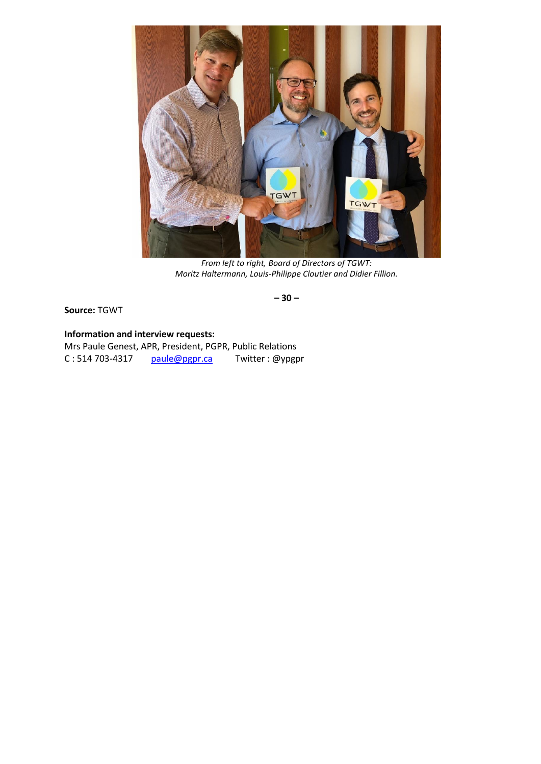*From left to right, Board of Directors of TGWT:*
*Moritz Haltermann, Louis-Philippe Cloutier and Didier Fillion.*

**– 30 –**

**Source:** TGWT

**Information and interview requests:**
Mrs Paule Genest, APR, President, PGPR, Public Relations
C : 514 703-4317 paule@pgpr.ca Twitter : @ypgpr